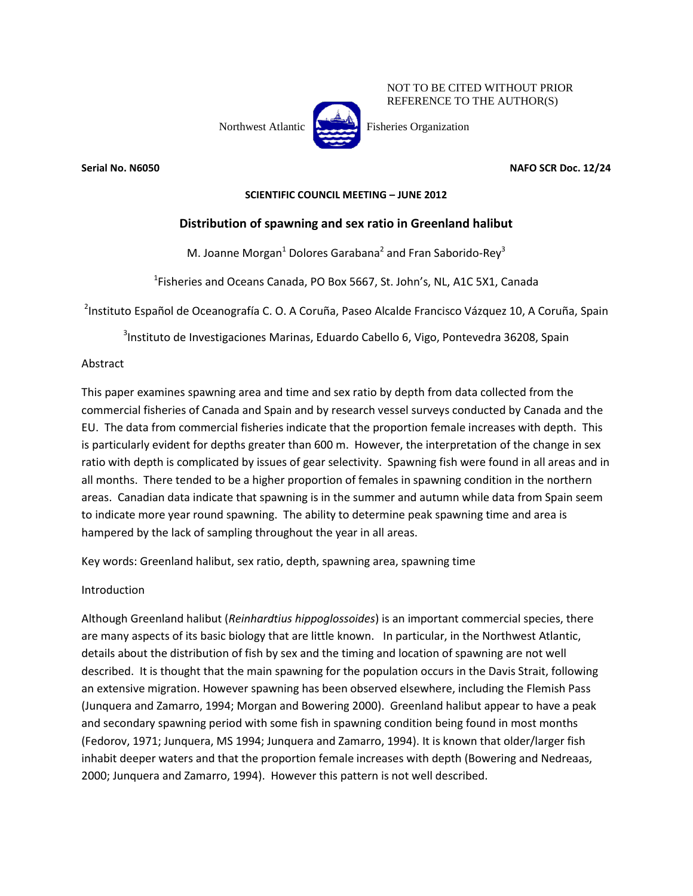NOT TO BE CITED WITHOUT PRIOR REFERENCE TO THE AUTHOR(S)

Northwest Atlantic Fisheries Organization

**Serial No. N6050** **NAFO SCR Doc. 12/24**

**SCIENTIFIC COUNCIL MEETING – JUNE 2012**

# Distribution of spawning and sex ratio in Greenland halibut

M. Joanne Morgan[1] Dolores Garabana[2] and Fran Saborido-Rey[3]

[1]Fisheries and Oceans Canada, PO Box 5667, St. John's, NL, A1C 5X1, Canada

[2]Instituto Español de Oceanografía C. O. A Coruña, Paseo Alcalde Francisco Vázquez 10, A Coruña, Spain

[3]Instituto de Investigaciones Marinas, Eduardo Cabello 6, Vigo, Pontevedra 36208, Spain

## Abstract

This paper examines spawning area and time and sex ratio by depth from data collected from the commercial fisheries of Canada and Spain and by research vessel surveys conducted by Canada and the EU. The data from commercial fisheries indicate that the proportion female increases with depth. This is particularly evident for depths greater than 600 m. However, the interpretation of the change in sex ratio with depth is complicated by issues of gear selectivity. Spawning fish were found in all areas and in all months. There tended to be a higher proportion of females in spawning condition in the northern areas. Canadian data indicate that spawning is in the summer and autumn while data from Spain seem to indicate more year round spawning. The ability to determine peak spawning time and area is hampered by the lack of sampling throughout the year in all areas.

Key words: Greenland halibut, sex ratio, depth, spawning area, spawning time

## Introduction

Although Greenland halibut (*Reinhardtius hippoglossoides*) is an important commercial species, there are many aspects of its basic biology that are little known. In particular, in the Northwest Atlantic, details about the distribution of fish by sex and the timing and location of spawning are not well described. It is thought that the main spawning for the population occurs in the Davis Strait, following an extensive migration. However spawning has been observed elsewhere, including the Flemish Pass (Junquera and Zamarro, 1994; Morgan and Bowering 2000). Greenland halibut appear to have a peak and secondary spawning period with some fish in spawning condition being found in most months (Fedorov, 1971; Junquera, MS 1994; Junquera and Zamarro, 1994). It is known that older/larger fish inhabit deeper waters and that the proportion female increases with depth (Bowering and Nedreaas, 2000; Junquera and Zamarro, 1994). However this pattern is not well described.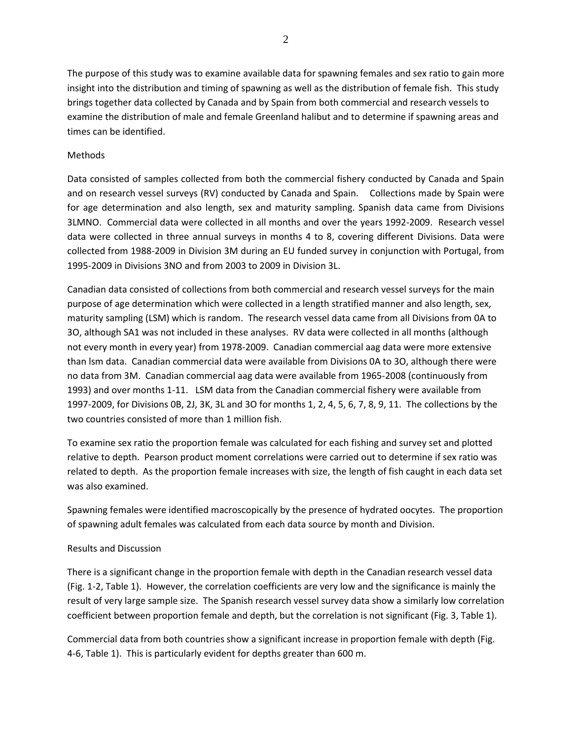The purpose of this study was to examine available data for spawning females and sex ratio to gain more insight into the distribution and timing of spawning as well as the distribution of female fish. This study brings together data collected by Canada and by Spain from both commercial and research vessels to examine the distribution of male and female Greenland halibut and to determine if spawning areas and times can be identified.

## Methods

Data consisted of samples collected from both the commercial fishery conducted by Canada and Spain and on research vessel surveys (RV) conducted by Canada and Spain. Collections made by Spain were for age determination and also length, sex and maturity sampling. Spanish data came from Divisions 3LMNO. Commercial data were collected in all months and over the years 1992-2009. Research vessel data were collected in three annual surveys in months 4 to 8, covering different Divisions. Data were collected from 1988-2009 in Division 3M during an EU funded survey in conjunction with Portugal, from 1995-2009 in Divisions 3NO and from 2003 to 2009 in Division 3L.

Canadian data consisted of collections from both commercial and research vessel surveys for the main purpose of age determination which were collected in a length stratified manner and also length, sex, maturity sampling (LSM) which is random. The research vessel data came from all Divisions from 0A to 3O, although SA1 was not included in these analyses. RV data were collected in all months (although not every month in every year) from 1978-2009. Canadian commercial aag data were more extensive than lsm data. Canadian commercial data were available from Divisions 0A to 3O, although there were no data from 3M. Canadian commercial aag data were available from 1965-2008 (continuously from 1993) and over months 1-11. LSM data from the Canadian commercial fishery were available from 1997-2009, for Divisions 0B, 2J, 3K, 3L and 3O for months 1, 2, 4, 5, 6, 7, 8, 9, 11. The collections by the two countries consisted of more than 1 million fish.

To examine sex ratio the proportion female was calculated for each fishing and survey set and plotted relative to depth. Pearson product moment correlations were carried out to determine if sex ratio was related to depth. As the proportion female increases with size, the length of fish caught in each data set was also examined.

Spawning females were identified macroscopically by the presence of hydrated oocytes. The proportion of spawning adult females was calculated from each data source by month and Division.

## Results and Discussion

There is a significant change in the proportion female with depth in the Canadian research vessel data (Fig. 1-2, Table 1). However, the correlation coefficients are very low and the significance is mainly the result of very large sample size. The Spanish research vessel survey data show a similarly low correlation coefficient between proportion female and depth, but the correlation is not significant (Fig. 3, Table 1).

Commercial data from both countries show a significant increase in proportion female with depth (Fig. 4-6, Table 1). This is particularly evident for depths greater than 600 m.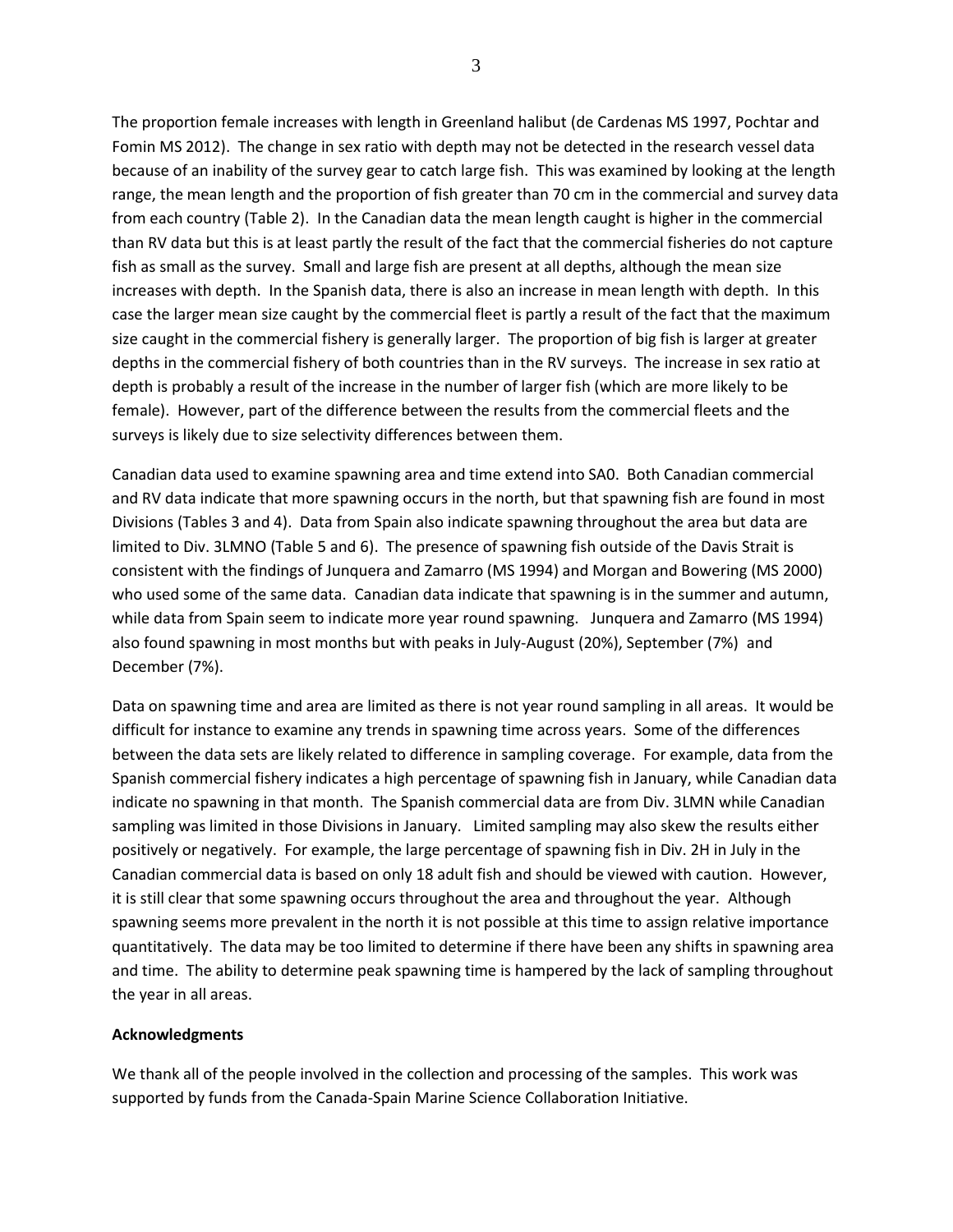The proportion female increases with length in Greenland halibut (de Cardenas MS 1997, Pochtar and Fomin MS 2012). The change in sex ratio with depth may not be detected in the research vessel data because of an inability of the survey gear to catch large fish. This was examined by looking at the length range, the mean length and the proportion of fish greater than 70 cm in the commercial and survey data from each country (Table 2). In the Canadian data the mean length caught is higher in the commercial than RV data but this is at least partly the result of the fact that the commercial fisheries do not capture fish as small as the survey. Small and large fish are present at all depths, although the mean size increases with depth. In the Spanish data, there is also an increase in mean length with depth. In this case the larger mean size caught by the commercial fleet is partly a result of the fact that the maximum size caught in the commercial fishery is generally larger. The proportion of big fish is larger at greater depths in the commercial fishery of both countries than in the RV surveys. The increase in sex ratio at depth is probably a result of the increase in the number of larger fish (which are more likely to be female). However, part of the difference between the results from the commercial fleets and the surveys is likely due to size selectivity differences between them.

Canadian data used to examine spawning area and time extend into SA0. Both Canadian commercial and RV data indicate that more spawning occurs in the north, but that spawning fish are found in most Divisions (Tables 3 and 4). Data from Spain also indicate spawning throughout the area but data are limited to Div. 3LMNO (Table 5 and 6). The presence of spawning fish outside of the Davis Strait is consistent with the findings of Junquera and Zamarro (MS 1994) and Morgan and Bowering (MS 2000) who used some of the same data. Canadian data indicate that spawning is in the summer and autumn, while data from Spain seem to indicate more year round spawning. Junquera and Zamarro (MS 1994) also found spawning in most months but with peaks in July-August (20%), September (7%) and December (7%).

Data on spawning time and area are limited as there is not year round sampling in all areas. It would be difficult for instance to examine any trends in spawning time across years. Some of the differences between the data sets are likely related to difference in sampling coverage. For example, data from the Spanish commercial fishery indicates a high percentage of spawning fish in January, while Canadian data indicate no spawning in that month. The Spanish commercial data are from Div. 3LMN while Canadian sampling was limited in those Divisions in January. Limited sampling may also skew the results either positively or negatively. For example, the large percentage of spawning fish in Div. 2H in July in the Canadian commercial data is based on only 18 adult fish and should be viewed with caution. However, it is still clear that some spawning occurs throughout the area and throughout the year. Although spawning seems more prevalent in the north it is not possible at this time to assign relative importance quantitatively. The data may be too limited to determine if there have been any shifts in spawning area and time. The ability to determine peak spawning time is hampered by the lack of sampling throughout the year in all areas.

**Acknowledgments**

We thank all of the people involved in the collection and processing of the samples. This work was supported by funds from the Canada-Spain Marine Science Collaboration Initiative.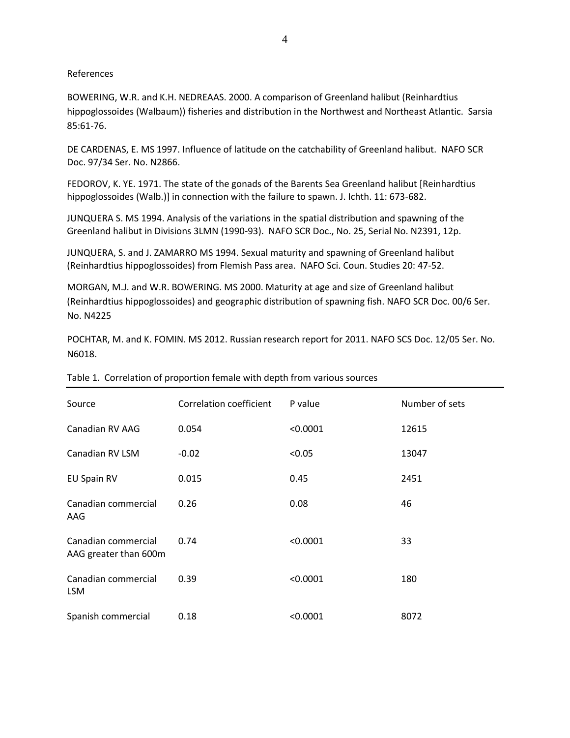References

BOWERING, W.R. and K.H. NEDREAAS. 2000. A comparison of Greenland halibut (Reinhardtius hippoglossoides (Walbaum)) fisheries and distribution in the Northwest and Northeast Atlantic. Sarsia 85:61-76.

DE CARDENAS, E. MS 1997. Influence of latitude on the catchability of Greenland halibut. NAFO SCR Doc. 97/34 Ser. No. N2866.

FEDOROV, K. YE. 1971. The state of the gonads of the Barents Sea Greenland halibut [Reinhardtius hippoglossoides (Walb.)] in connection with the failure to spawn. J. Ichth. 11: 673-682.

JUNQUERA S. MS 1994. Analysis of the variations in the spatial distribution and spawning of the Greenland halibut in Divisions 3LMN (1990-93). NAFO SCR Doc., No. 25, Serial No. N2391, 12p.

JUNQUERA, S. and J. ZAMARRO MS 1994. Sexual maturity and spawning of Greenland halibut (Reinhardtius hippoglossoides) from Flemish Pass area. NAFO Sci. Coun. Studies 20: 47-52.

MORGAN, M.J. and W.R. BOWERING. MS 2000. Maturity at age and size of Greenland halibut (Reinhardtius hippoglossoides) and geographic distribution of spawning fish. NAFO SCR Doc. 00/6 Ser. No. N4225

POCHTAR, M. and K. FOMIN. MS 2012. Russian research report for 2011. NAFO SCS Doc. 12/05 Ser. No. N6018.

Table 1. Correlation of proportion female with depth from various sources

| Source | Correlation coefficient | P value | Number of sets |
|---|---|---|---|
| Canadian RV AAG | 0.054 | <0.0001 | 12615 |
| Canadian RV LSM | -0.02 | <0.05 | 13047 |
| EU Spain RV | 0.015 | 0.45 | 2451 |
| Canadian commercial AAG | 0.26 | 0.08 | 46 |
| Canadian commercial AAG greater than 600m | 0.74 | <0.0001 | 33 |
| Canadian commercial LSM | 0.39 | <0.0001 | 180 |
| Spanish commercial | 0.18 | <0.0001 | 8072 |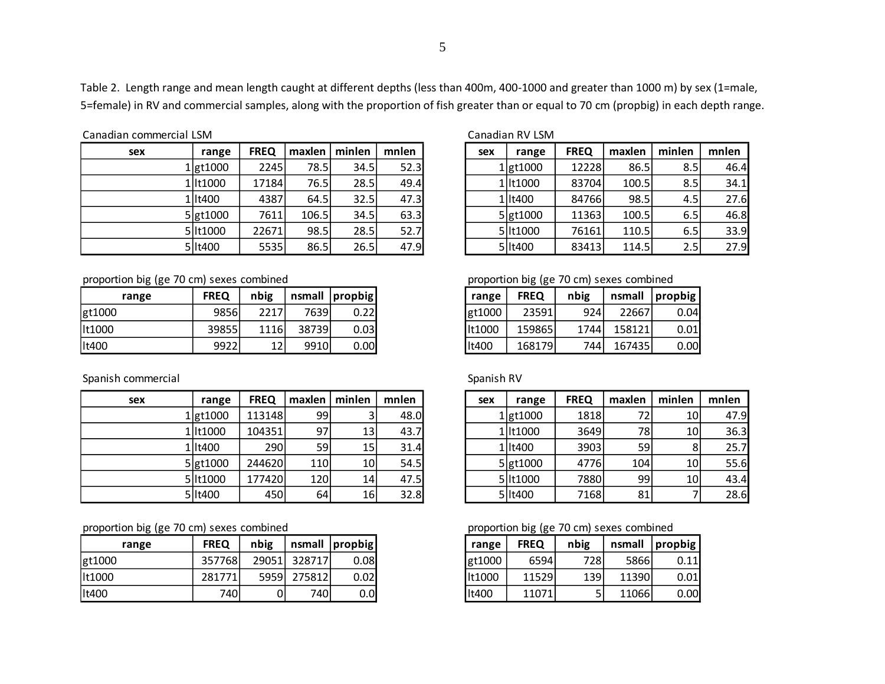Table 2. Length range and mean length caught at different depths (less than 400m, 400-1000 and greater than 1000 m) by sex (1=male, 5=female) in RV and commercial samples, along with the proportion of fish greater than or equal to 70 cm (propbig) in each depth range.

Canadian commercial LSM

| sex | range | FREQ | maxlen | minlen | mnlen |
|---|---|---|---|---|---|
| 1 | gt1000 | 2245 | 78.5 | 34.5 | 52.3 |
| 1 | lt1000 | 17184 | 76.5 | 28.5 | 49.4 |
| 1 | lt400 | 4387 | 64.5 | 32.5 | 47.3 |
| 5 | gt1000 | 7611 | 106.5 | 34.5 | 63.3 |
| 5 | lt1000 | 22671 | 98.5 | 28.5 | 52.7 |
| 5 | lt400 | 5535 | 86.5 | 26.5 | 47.9 |

proportion big (ge 70 cm) sexes combined

| range | FREQ | nbig | nsmall | propbig |
|---|---|---|---|---|
| gt1000 | 9856 | 2217 | 7639 | 0.22 |
| lt1000 | 39855 | 1116 | 38739 | 0.03 |
| lt400 | 9922 | 12 | 9910 | 0.00 |

Canadian RV LSM

| sex | range | FREQ | maxlen | minlen | mnlen |
|---|---|---|---|---|---|
| 1 | gt1000 | 12228 | 86.5 | 8.5 | 46.4 |
| 1 | lt1000 | 83704 | 100.5 | 8.5 | 34.1 |
| 1 | lt400 | 84766 | 98.5 | 4.5 | 27.6 |
| 5 | gt1000 | 11363 | 100.5 | 6.5 | 46.8 |
| 5 | lt1000 | 76161 | 110.5 | 6.5 | 33.9 |
| 5 | lt400 | 83413 | 114.5 | 2.5 | 27.9 |

proportion big (ge 70 cm) sexes combined

| range | FREQ | nbig | nsmall | propbig |
|---|---|---|---|---|
| gt1000 | 23591 | 924 | 22667 | 0.04 |
| lt1000 | 159865 | 1744 | 158121 | 0.01 |
| lt400 | 168179 | 744 | 167435 | 0.00 |

Spanish commercial

| sex | range | FREQ | maxlen | minlen | mnlen |
|---|---|---|---|---|---|
| 1 | gt1000 | 113148 | 99 | 3 | 48.0 |
| 1 | lt1000 | 104351 | 97 | 13 | 43.7 |
| 1 | lt400 | 290 | 59 | 15 | 31.4 |
| 5 | gt1000 | 244620 | 110 | 10 | 54.5 |
| 5 | lt1000 | 177420 | 120 | 14 | 47.5 |
| 5 | lt400 | 450 | 64 | 16 | 32.8 |

proportion big (ge 70 cm) sexes combined

| range | FREQ | nbig | nsmall | propbig |
|---|---|---|---|---|
| gt1000 | 357768 | 29051 | 328717 | 0.08 |
| lt1000 | 281771 | 5959 | 275812 | 0.02 |
| lt400 | 740 | 0 | 740 | 0.0 |

Spanish RV

| sex | range | FREQ | maxlen | minlen | mnlen |
|---|---|---|---|---|---|
| 1 | gt1000 | 1818 | 72 | 10 | 47.9 |
| 1 | lt1000 | 3649 | 78 | 10 | 36.3 |
| 1 | lt400 | 3903 | 59 | 8 | 25.7 |
| 5 | gt1000 | 4776 | 104 | 10 | 55.6 |
| 5 | lt1000 | 7880 | 99 | 10 | 43.4 |
| 5 | lt400 | 7168 | 81 | 7 | 28.6 |

proportion big (ge 70 cm) sexes combined

| range | FREQ | nbig | nsmall | propbig |
|---|---|---|---|---|
| gt1000 | 6594 | 728 | 5866 | 0.11 |
| lt1000 | 11529 | 139 | 11390 | 0.01 |
| lt400 | 11071 | 5 | 11066 | 0.00 |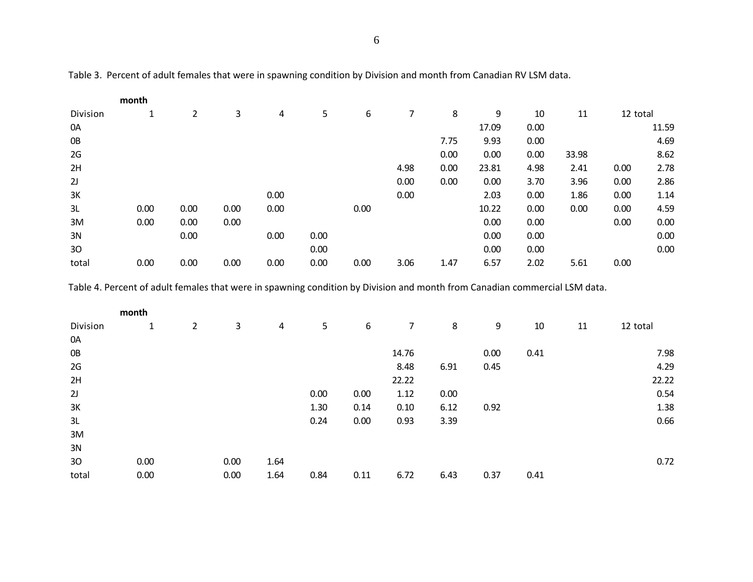Table 3. Percent of adult females that were in spawning condition by Division and month from Canadian RV LSM data.

| | month | | | | | | | | | | | | |
|---|---|---|---|---|---|---|---|---|---|---|---|---|---|
| Division | 1 | 2 | 3 | 4 | 5 | 6 | 7 | 8 | 9 | 10 | 11 | 12 | total |
| 0A | | | | | | | | | 17.09 | 0.00 | | | 11.59 |
| 0B | | | | | | | | 7.75 | 9.93 | 0.00 | | | 4.69 |
| 2G | | | | | | | | 0.00 | 0.00 | 0.00 | 33.98 | | 8.62 |
| 2H | | | | | | | 4.98 | 0.00 | 23.81 | 4.98 | 2.41 | 0.00 | 2.78 |
| 2J | | | | | | | 0.00 | 0.00 | 0.00 | 3.70 | 3.96 | 0.00 | 2.86 |
| 3K | | | | 0.00 | | | 0.00 | | 2.03 | 0.00 | 1.86 | 0.00 | 1.14 |
| 3L | 0.00 | 0.00 | 0.00 | 0.00 | | 0.00 | | | 10.22 | 0.00 | 0.00 | 0.00 | 4.59 |
| 3M | 0.00 | 0.00 | 0.00 | | | | | | 0.00 | 0.00 | | 0.00 | 0.00 |
| 3N | | 0.00 | | 0.00 | 0.00 | | | | 0.00 | 0.00 | | | 0.00 |
| 3O | | | | | 0.00 | | | | 0.00 | 0.00 | | | 0.00 |
| total | 0.00 | 0.00 | 0.00 | 0.00 | 0.00 | 0.00 | 3.06 | 1.47 | 6.57 | 2.02 | 5.61 | 0.00 | |

Table 4. Percent of adult females that were in spawning condition by Division and month from Canadian commercial LSM data.

| | month | | | | | | | | | | | | |
|---|---|---|---|---|---|---|---|---|---|---|---|---|---|
| Division | 1 | 2 | 3 | 4 | 5 | 6 | 7 | 8 | 9 | 10 | 11 | 12 | total |
| 0A | | | | | | | | | | | | | |
| 0B | | | | | | | 14.76 | | 0.00 | 0.41 | | | 7.98 |
| 2G | | | | | | | 8.48 | 6.91 | 0.45 | | | | 4.29 |
| 2H | | | | | | | 22.22 | | | | | | 22.22 |
| 2J | | | | | 0.00 | 0.00 | 1.12 | 0.00 | | | | | 0.54 |
| 3K | | | | | 1.30 | 0.14 | 0.10 | 6.12 | 0.92 | | | | 1.38 |
| 3L | | | | | 0.24 | 0.00 | 0.93 | 3.39 | | | | | 0.66 |
| 3M | | | | | | | | | | | | | |
| 3N | | | | | | | | | | | | | |
| 3O | 0.00 | | 0.00 | 1.64 | | | | | | | | | 0.72 |
| total | 0.00 | | 0.00 | 1.64 | 0.84 | 0.11 | 6.72 | 6.43 | 0.37 | 0.41 | | | |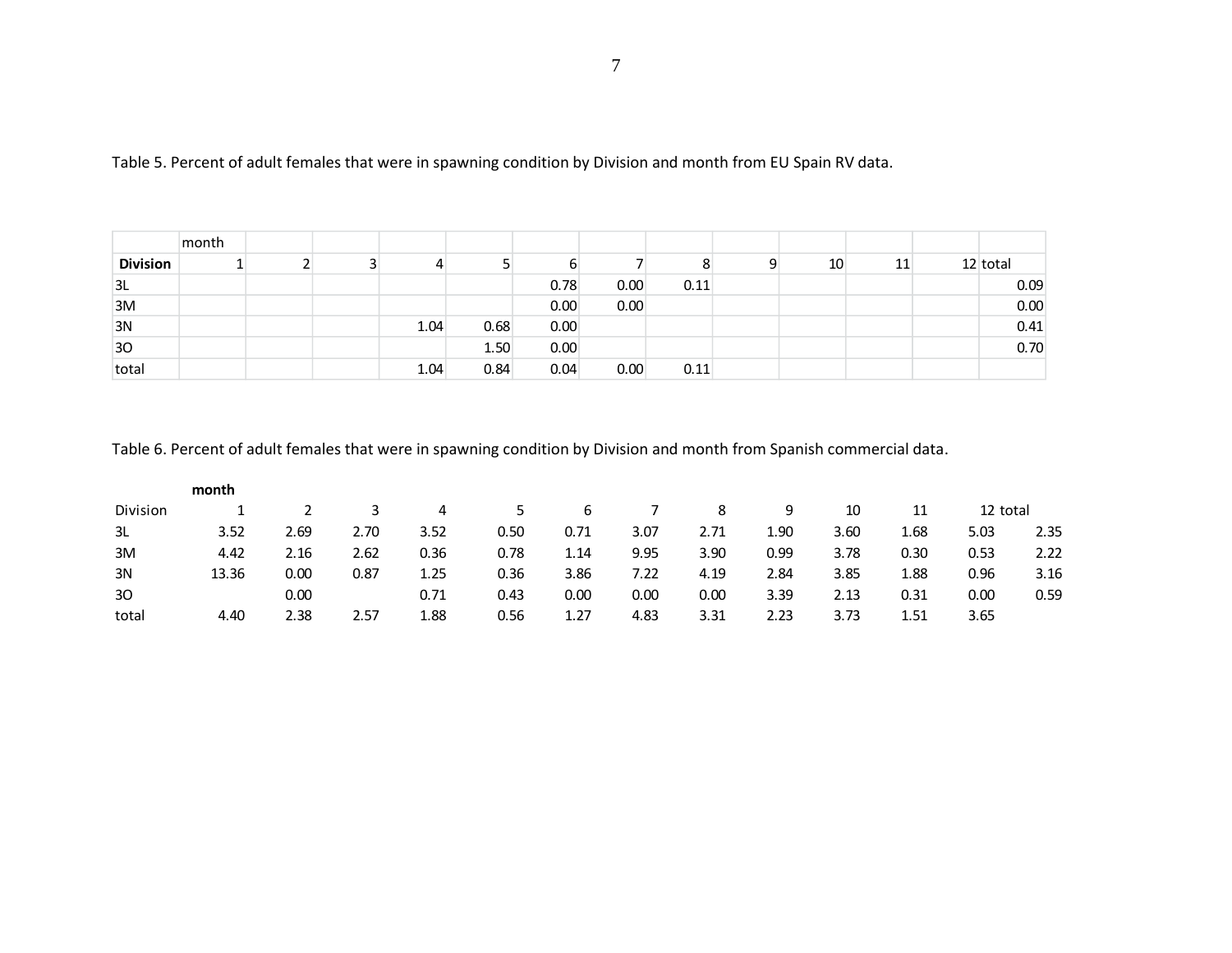Table 5. Percent of adult females that were in spawning condition by Division and month from EU Spain RV data.

| | month | | | | | | | | | | | | |
|---|---|---|---|---|---|---|---|---|---|---|---|---|---|
| **Division** | 1 | 2 | 3 | 4 | 5 | 6 | 7 | 8 | 9 | 10 | 11 | 12 | total |
| 3L | | | | | | 0.78 | 0.00 | 0.11 | | | | | 0.09 |
| 3M | | | | | | 0.00 | 0.00 | | | | | | 0.00 |
| 3N | | | | 1.04 | 0.68 | 0.00 | | | | | | | 0.41 |
| 3O | | | | | 1.50 | 0.00 | | | | | | | 0.70 |
| total | | | | 1.04 | 0.84 | 0.04 | 0.00 | 0.11 | | | | | |

Table 6. Percent of adult females that were in spawning condition by Division and month from Spanish commercial data.

| | **month** | | | | | | | | | | | | |
|---|---|---|---|---|---|---|---|---|---|---|---|---|---|
| Division | 1 | 2 | 3 | 4 | 5 | 6 | 7 | 8 | 9 | 10 | 11 | 12 | total |
| 3L | 3.52 | 2.69 | 2.70 | 3.52 | 0.50 | 0.71 | 3.07 | 2.71 | 1.90 | 3.60 | 1.68 | 5.03 | 2.35 |
| 3M | 4.42 | 2.16 | 2.62 | 0.36 | 0.78 | 1.14 | 9.95 | 3.90 | 0.99 | 3.78 | 0.30 | 0.53 | 2.22 |
| 3N | 13.36 | 0.00 | 0.87 | 1.25 | 0.36 | 3.86 | 7.22 | 4.19 | 2.84 | 3.85 | 1.88 | 0.96 | 3.16 |
| 3O | | 0.00 | | 0.71 | 0.43 | 0.00 | 0.00 | 0.00 | 3.39 | 2.13 | 0.31 | 0.00 | 0.59 |
| total | 4.40 | 2.38 | 2.57 | 1.88 | 0.56 | 1.27 | 4.83 | 3.31 | 2.23 | 3.73 | 1.51 | 3.65 | |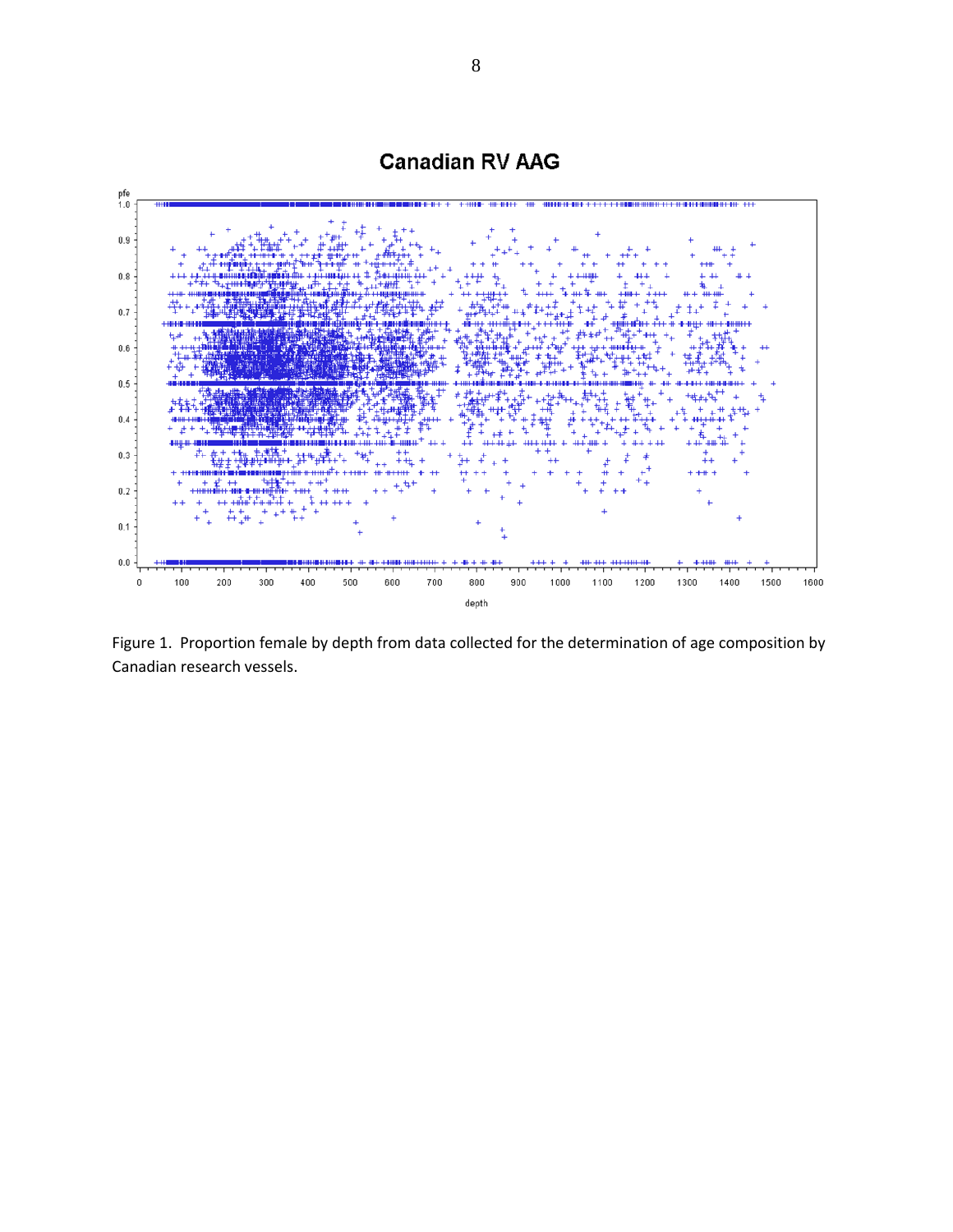Figure 1. Proportion female by depth from data collected for the determination of age composition by Canadian research vessels.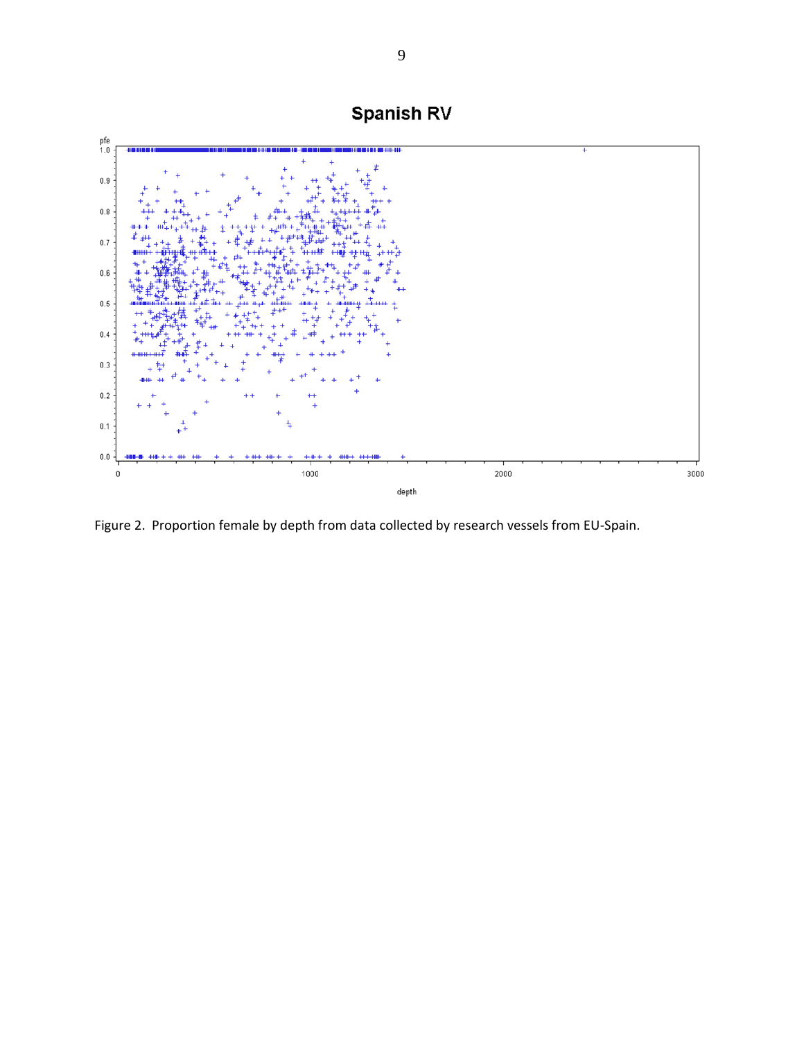Figure 2. Proportion female by depth from data collected by research vessels from EU-Spain.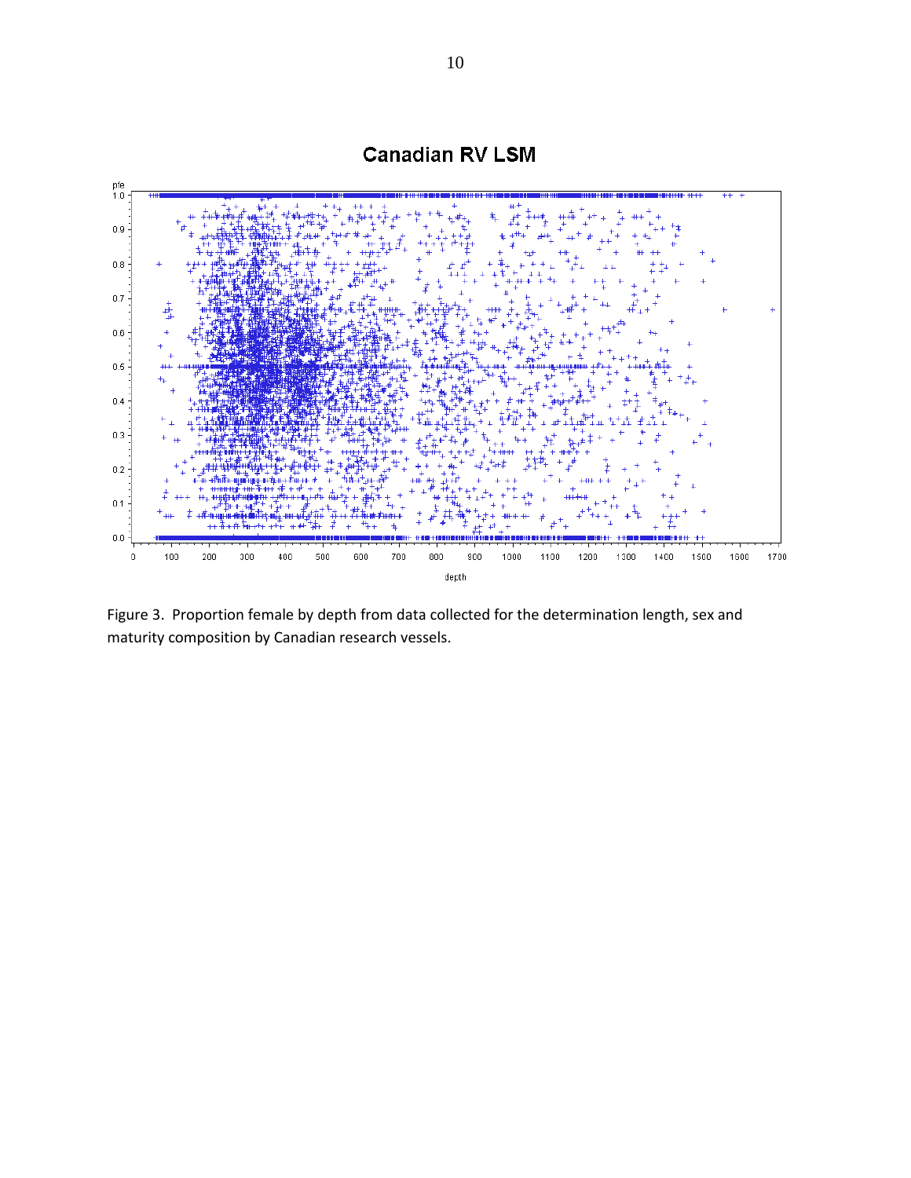Figure 3. Proportion female by depth from data collected for the determination length, sex and maturity composition by Canadian research vessels.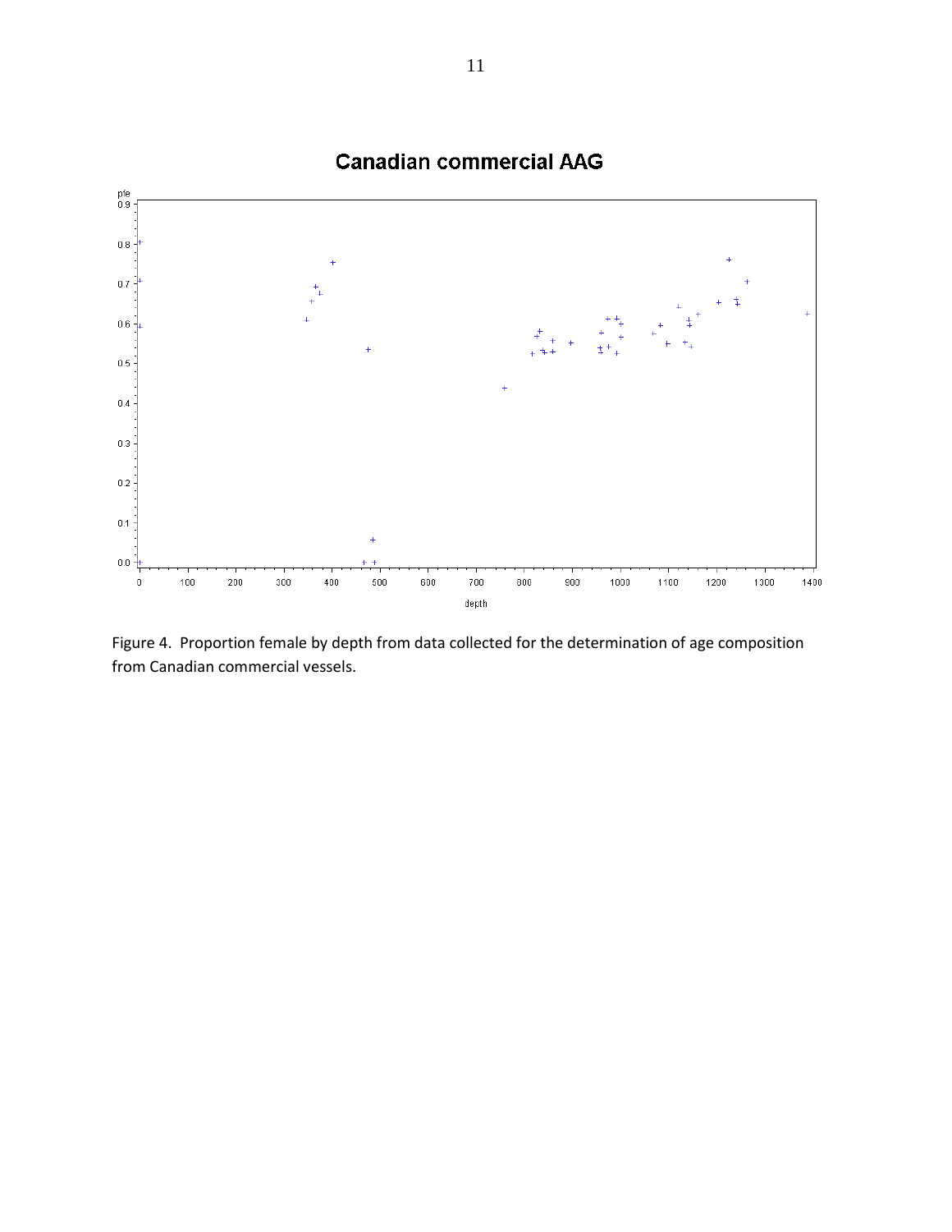Figure 4. Proportion female by depth from data collected for the determination of age composition from Canadian commercial vessels.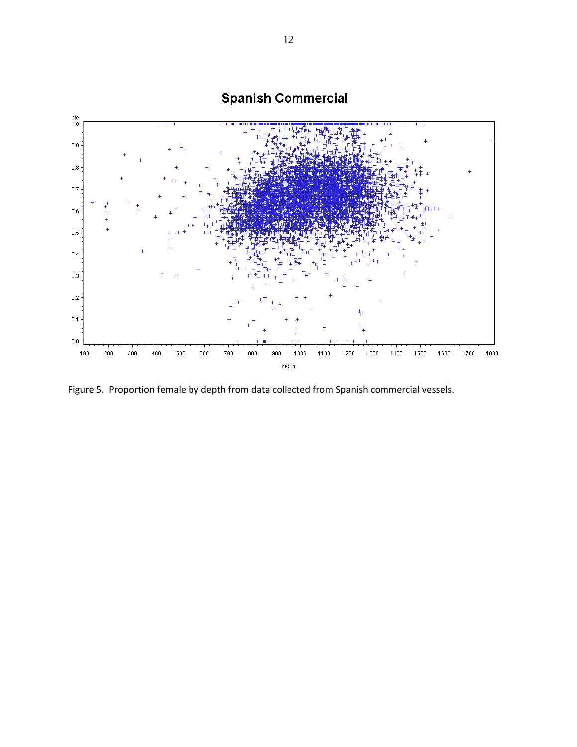Figure 5. Proportion female by depth from data collected from Spanish commercial vessels.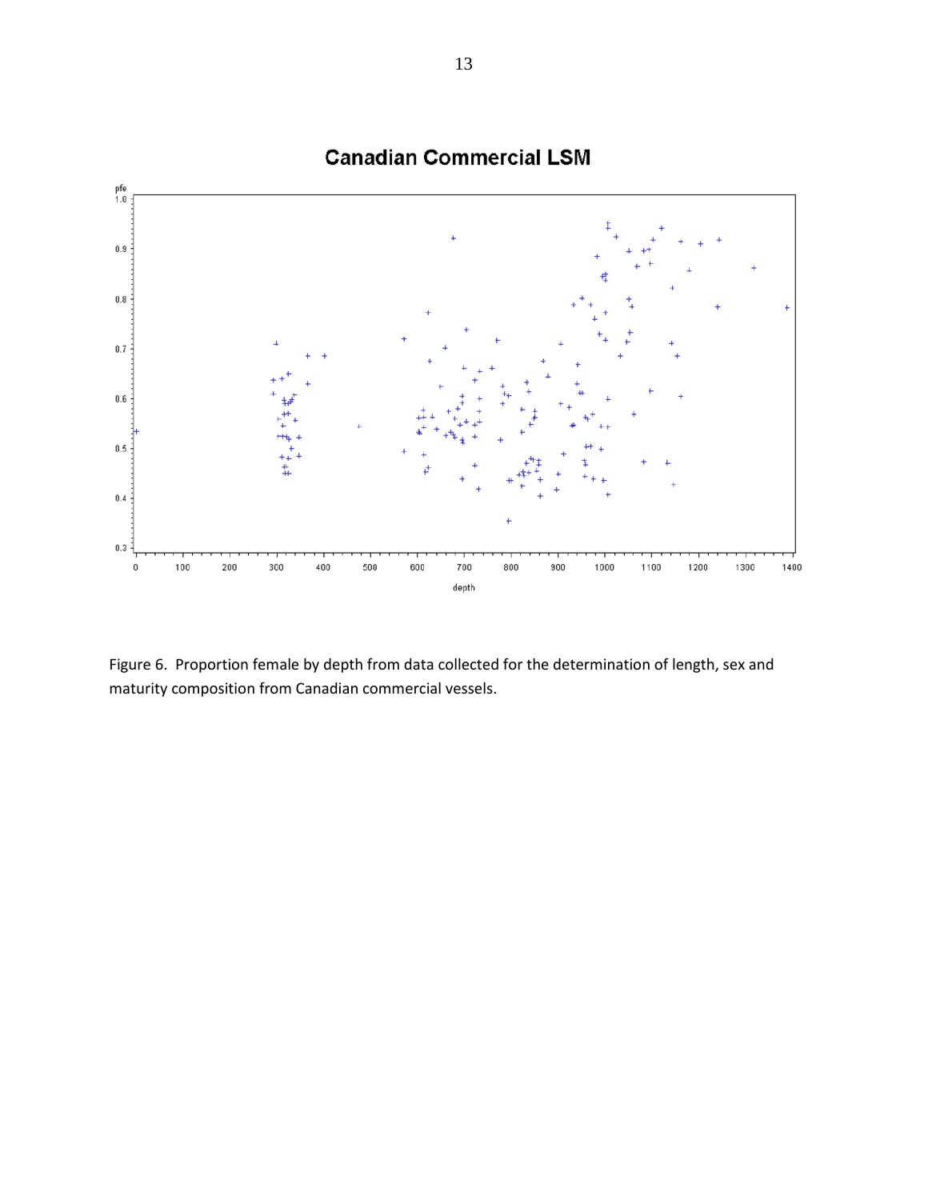Canadian Commercial LSM

pfe

1.0
0.9
0.8
0.7
0.6
0.5
0.4
0.3

0
100
200
300
400
500
600
700
800
900
1000
1100
1200
1300
1400

depth

Figure 6. Proportion female by depth from data collected for the determination of length, sex and maturity composition from Canadian commercial vessels.